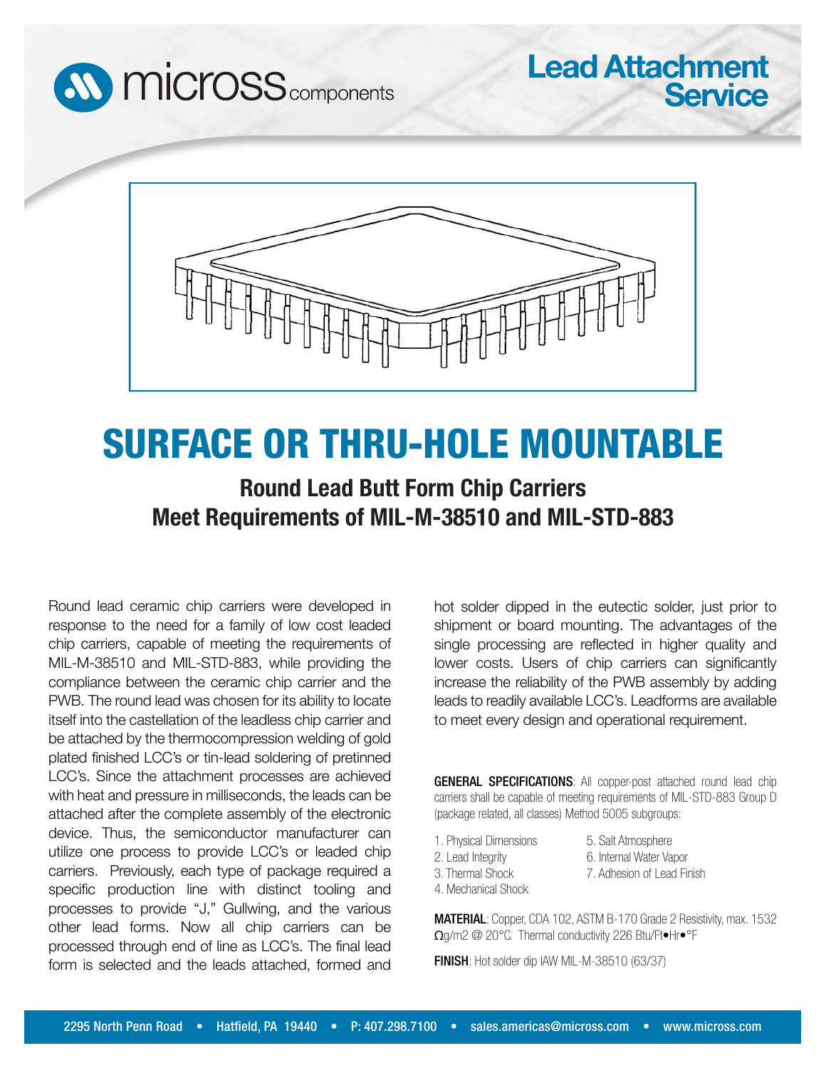micross components

# Lead Attachment Service

# SURFACE OR THRU-HOLE MOUNTABLE

## Round Lead Butt Form Chip Carriers
## Meet Requirements of MIL-M-38510 and MIL-STD-883

Round lead ceramic chip carriers were developed in response to the need for a family of low cost leaded chip carriers, capable of meeting the requirements of MIL-M-38510 and MIL-STD-883, while providing the compliance between the ceramic chip carrier and the PWB. The round lead was chosen for its ability to locate itself into the castellation of the leadless chip carrier and be attached by the thermocompression welding of gold plated finished LCC's or tin-lead soldering of pretinned LCC's. Since the attachment processes are achieved with heat and pressure in milliseconds, the leads can be attached after the complete assembly of the electronic device. Thus, the semiconductor manufacturer can utilize one process to provide LCC's or leaded chip carriers. Previously, each type of package required a specific production line with distinct tooling and processes to provide "J," Gullwing, and the various other lead forms. Now all chip carriers can be processed through end of line as LCC's. The final lead form is selected and the leads attached, formed and hot solder dipped in the eutectic solder, just prior to shipment or board mounting. The advantages of the single processing are reflected in higher quality and lower costs. Users of chip carriers can significantly increase the reliability of the PWB assembly by adding leads to readily available LCC's. Leadforms are available to meet every design and operational requirement.

**GENERAL SPECIFICATIONS**: All copper-post attached round lead chip carriers shall be capable of meeting requirements of MIL-STD-883 Group D (package related, all classes) Method 5005 subgroups:

1. Physical Dimensions
2. Lead Integrity
3. Thermal Shock
4. Mechanical Shock
5. Salt Atmosphere
6. Internal Water Vapor
7. Adhesion of Lead Finish

**MATERIAL**: Copper, CDA 102, ASTM B-170 Grade 2 Resistivity, max. 1532 Ωg/m2 @ 20°C. Thermal conductivity 226 Btu/Ft•Hr•°F

**FINISH**: Hot solder dip IAW MIL-M-38510 (63/37)

2295 North Penn Road • Hatfield, PA 19440 • P: 407.298.7100 • sales.americas@micross.com • www.micross.com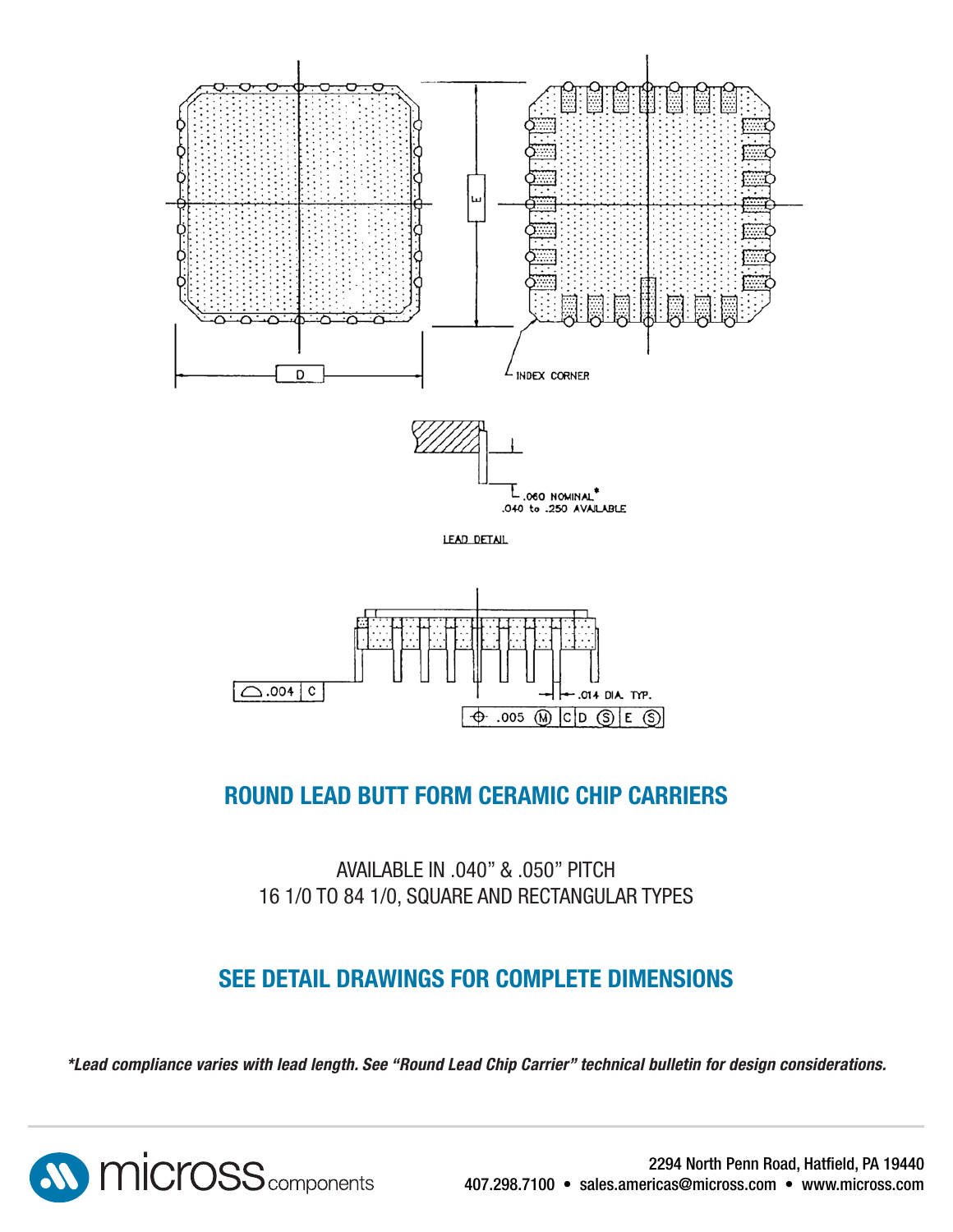D

E

INDEX CORNER

.060 NOMINAL*
.040 to .250 AVAILABLE

LEAD DETAIL

.004 C

.014 DIA. TYP.

.005 M C D S E S

## ROUND LEAD BUTT FORM CERAMIC CHIP CARRIERS

AVAILABLE IN .040" & .050" PITCH
16 1/0 TO 84 1/0, SQUARE AND RECTANGULAR TYPES

## SEE DETAIL DRAWINGS FOR COMPLETE DIMENSIONS

***Lead compliance varies with lead length. See "Round Lead Chip Carrier" technical bulletin for design considerations.***

micross components

2294 North Penn Road, Hatfield, PA 19440
407.298.7100 • sales.americas@micross.com • www.micross.com